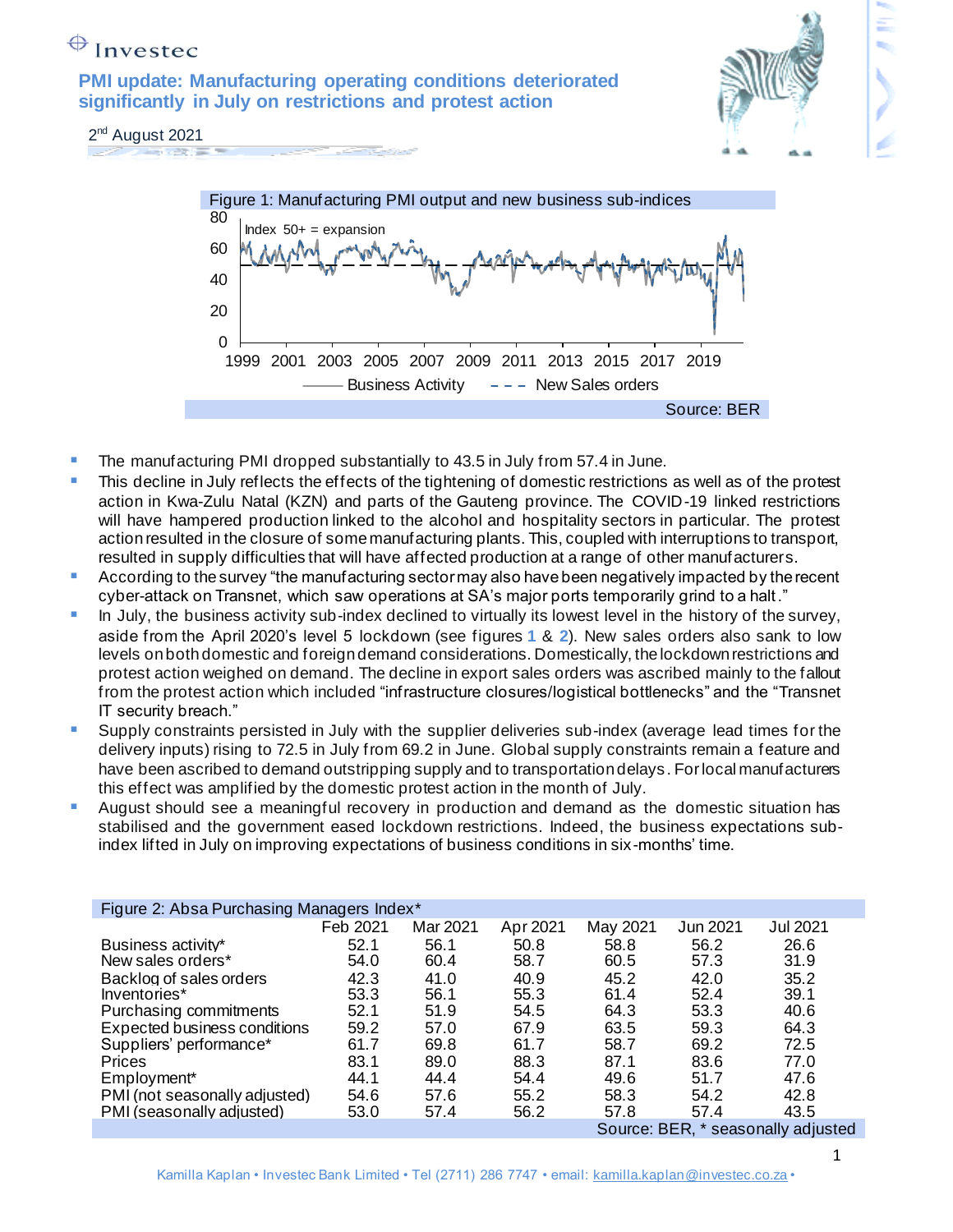Investec

# PMI update: Manufacturing operating conditions deteriorated significantly in July on restrictions and protest action

2nd August 2021

Figure 1: Manufacturing PMI output and new business sub-indices

Source: BER

- The manufacturing PMI dropped substantially to 43.5 in July from 57.4 in June.
- This decline in July reflects the effects of the tightening of domestic restrictions as well as of the protest action in Kwa-Zulu Natal (KZN) and parts of the Gauteng province. The COVID-19 linked restrictions will have hampered production linked to the alcohol and hospitality sectors in particular. The protest action resulted in the closure of some manufacturing plants. This, coupled with interruptions to transport, resulted in supply difficulties that will have affected production at a range of other manufacturers.
- According to the survey "the manufacturing sector may also have been negatively impacted by the recent cyber-attack on Transnet, which saw operations at SA's major ports temporarily grind to a halt."
- In July, the business activity sub-index declined to virtually its lowest level in the history of the survey, aside from the April 2020's level 5 lockdown (see figures 1 & 2). New sales orders also sank to low levels on both domestic and foreign demand considerations. Domestically, the lockdown restrictions and protest action weighed on demand. The decline in export sales orders was ascribed mainly to the fallout from the protest action which included "infrastructure closures/logistical bottlenecks" and the "Transnet IT security breach."
- Supply constraints persisted in July with the supplier deliveries sub-index (average lead times for the delivery inputs) rising to 72.5 in July from 69.2 in June. Global supply constraints remain a feature and have been ascribed to demand outstripping supply and to transportation delays. For local manufacturers this effect was amplified by the domestic protest action in the month of July.
- August should see a meaningful recovery in production and demand as the domestic situation has stabilised and the government eased lockdown restrictions. Indeed, the business expectations sub-index lifted in July on improving expectations of business conditions in six-months' time.

Figure 2: Absa Purchasing Managers Index*

| | Feb 2021 | Mar 2021 | Apr 2021 | May 2021 | Jun 2021 | Jul 2021 |
|---|---|---|---|---|---|---|
| Business activity* | 52.1 | 56.1 | 50.8 | 58.8 | 56.2 | 26.6 |
| New sales orders* | 54.0 | 60.4 | 58.7 | 60.5 | 57.3 | 31.9 |
| Backlog of sales orders | 42.3 | 41.0 | 40.9 | 45.2 | 42.0 | 35.2 |
| Inventories* | 53.3 | 56.1 | 55.3 | 61.4 | 52.4 | 39.1 |
| Purchasing commitments | 52.1 | 51.9 | 54.5 | 64.3 | 53.3 | 40.6 |
| Expected business conditions | 59.2 | 57.0 | 67.9 | 63.5 | 59.3 | 64.3 |
| Suppliers' performance* | 61.7 | 69.8 | 61.7 | 58.7 | 69.2 | 72.5 |
| Prices | 83.1 | 89.0 | 88.3 | 87.1 | 83.6 | 77.0 |
| Employment* | 44.1 | 44.4 | 54.4 | 49.6 | 51.7 | 47.6 |
| PMI (not seasonally adjusted) | 54.6 | 57.6 | 55.2 | 58.3 | 54.2 | 42.8 |
| PMI (seasonally adjusted) | 53.0 | 57.4 | 56.2 | 57.8 | 57.4 | 43.5 |

Source: BER, * seasonally adjusted

Kamilla Kaplan • Investec Bank Limited • Tel (2711) 286 7747 • email: kamilla.kaplan@investec.co.za •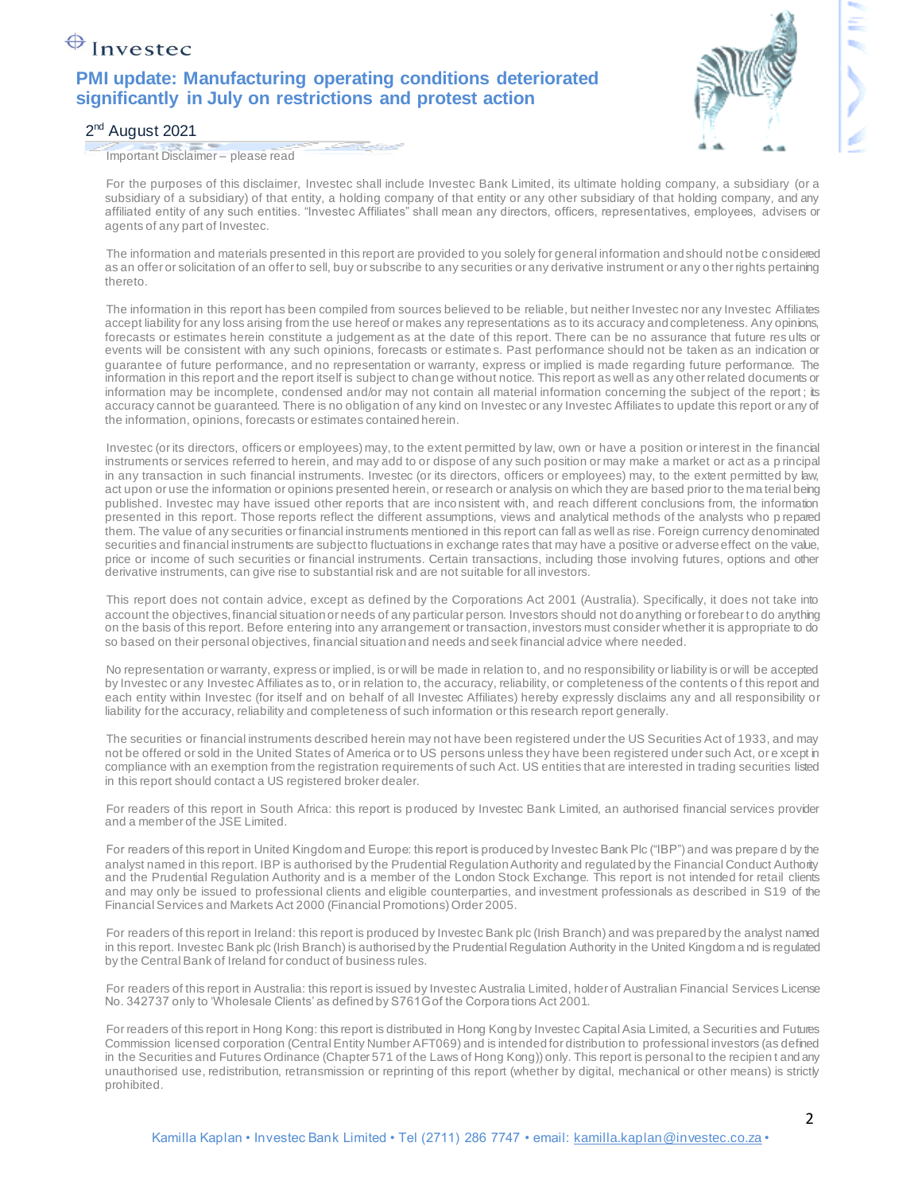# PMI update: Manufacturing operating conditions deteriorated significantly in July on restrictions and protest action

2nd August 2021

Important Disclaimer – please read

For the purposes of this disclaimer, Investec shall include Investec Bank Limited, its ultimate holding company, a subsidiary (or a subsidiary of a subsidiary) of that entity, a holding company of that entity or any other subsidiary of that holding company, and any affiliated entity of any such entities. "Investec Affiliates" shall mean any directors, officers, representatives, employees, advisers or agents of any part of Investec.

The information and materials presented in this report are provided to you solely for general information and should not be considered as an offer or solicitation of an offer to sell, buy or subscribe to any securities or any derivative instrument or any other rights pertaining thereto.

The information in this report has been compiled from sources believed to be reliable, but neither Investec nor any Investec Affiliates accept liability for any loss arising from the use hereof or makes any representations as to its accuracy and completeness. Any opinions, forecasts or estimates herein constitute a judgement as at the date of this report. There can be no assurance that future results or events will be consistent with any such opinions, forecasts or estimates. Past performance should not be taken as an indication or guarantee of future performance, and no representation or warranty, express or implied is made regarding future performance. The information in this report and the report itself is subject to change without notice. This report as well as any other related documents or information may be incomplete, condensed and/or may not contain all material information concerning the subject of the report; its accuracy cannot be guaranteed. There is no obligation of any kind on Investec or any Investec Affiliates to update this report or any of the information, opinions, forecasts or estimates contained herein.

Investec (or its directors, officers or employees) may, to the extent permitted by law, own or have a position or interest in the financial instruments or services referred to herein, and may add to or dispose of any such position or may make a market or act as a principal in any transaction in such financial instruments. Investec (or its directors, officers or employees) may, to the extent permitted by law, act upon or use the information or opinions presented herein, or research or analysis on which they are based prior to the material being published. Investec may have issued other reports that are inconsistent with, and reach different conclusions from, the information presented in this report. Those reports reflect the different assumptions, views and analytical methods of the analysts who prepared them. The value of any securities or financial instruments mentioned in this report can fall as well as rise. Foreign currency denominated securities and financial instruments are subject to fluctuations in exchange rates that may have a positive or adverse effect on the value, price or income of such securities or financial instruments. Certain transactions, including those involving futures, options and other derivative instruments, can give rise to substantial risk and are not suitable for all investors.

This report does not contain advice, except as defined by the Corporations Act 2001 (Australia). Specifically, it does not take into account the objectives, financial situation or needs of any particular person. Investors should not do anything or forebear to do anything on the basis of this report. Before entering into any arrangement or transaction, investors must consider whether it is appropriate to do so based on their personal objectives, financial situation and needs and seek financial advice where needed.

No representation or warranty, express or implied, is or will be made in relation to, and no responsibility or liability is or will be accepted by Investec or any Investec Affiliates as to, or in relation to, the accuracy, reliability, or completeness of the contents of this report and each entity within Investec (for itself and on behalf of all Investec Affiliates) hereby expressly disclaims any and all responsibility or liability for the accuracy, reliability and completeness of such information or this research report generally.

The securities or financial instruments described herein may not have been registered under the US Securities Act of 1933, and may not be offered or sold in the United States of America or to US persons unless they have been registered under such Act, or except in compliance with an exemption from the registration requirements of such Act. US entities that are interested in trading securities listed in this report should contact a US registered broker dealer.

For readers of this report in South Africa: this report is produced by Investec Bank Limited, an authorised financial services provider and a member of the JSE Limited.

For readers of this report in United Kingdom and Europe: this report is produced by Investec Bank Plc ("IBP") and was prepared by the analyst named in this report. IBP is authorised by the Prudential Regulation Authority and regulated by the Financial Conduct Authority and the Prudential Regulation Authority and is a member of the London Stock Exchange. This report is not intended for retail clients and may only be issued to professional clients and eligible counterparties, and investment professionals as described in S19 of the Financial Services and Markets Act 2000 (Financial Promotions) Order 2005.

For readers of this report in Ireland: this report is produced by Investec Bank plc (Irish Branch) and was prepared by the analyst named in this report. Investec Bank plc (Irish Branch) is authorised by the Prudential Regulation Authority in the United Kingdom and is regulated by the Central Bank of Ireland for conduct of business rules.

For readers of this report in Australia: this report is issued by Investec Australia Limited, holder of Australian Financial Services License No. 342737 only to 'Wholesale Clients' as defined by S761G of the Corporations Act 2001.

For readers of this report in Hong Kong: this report is distributed in Hong Kong by Investec Capital Asia Limited, a Securities and Futures Commission licensed corporation (Central Entity Number AFT069) and is intended for distribution to professional investors (as defined in the Securities and Futures Ordinance (Chapter 571 of the Laws of Hong Kong)) only. This report is personal to the recipient and any unauthorised use, redistribution, retransmission or reprinting of this report (whether by digital, mechanical or other means) is strictly prohibited.

Kamilla Kaplan • Investec Bank Limited • Tel (2711) 286 7747 • email: kamilla.kaplan@investec.co.za •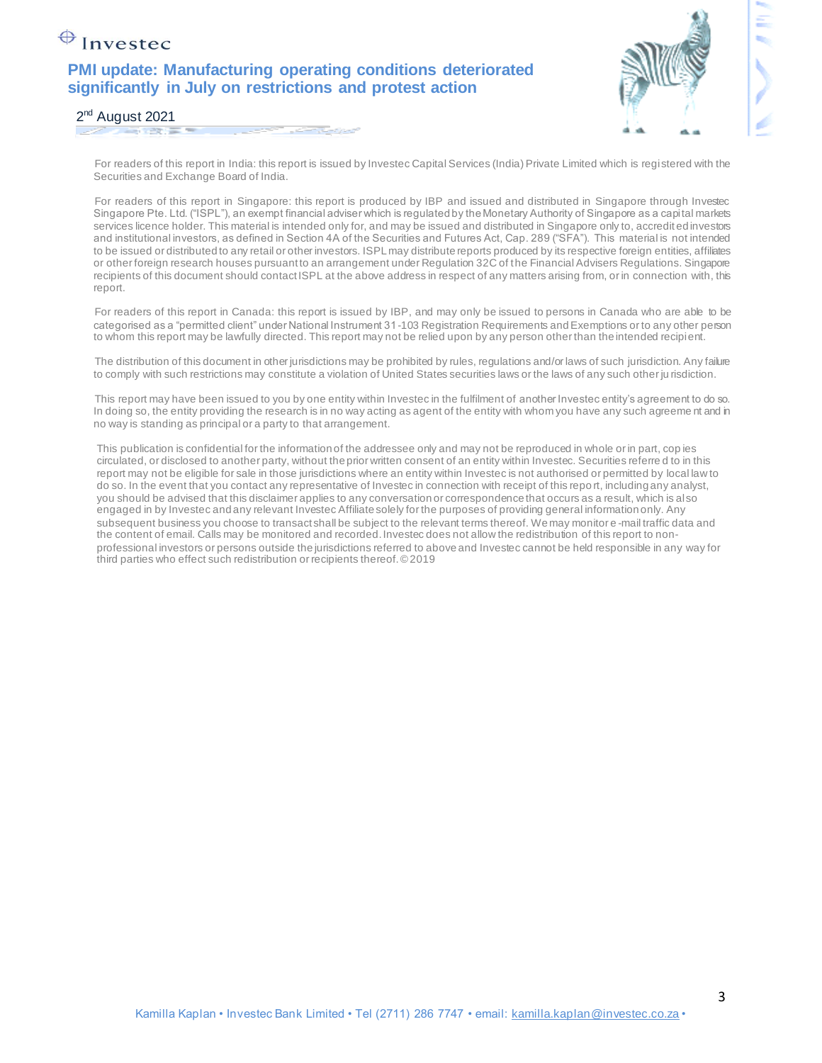# PMI update: Manufacturing operating conditions deteriorated significantly in July on restrictions and protest action

2nd August 2021

For readers of this report in India: this report is issued by Investec Capital Services (India) Private Limited which is registered with the Securities and Exchange Board of India.

For readers of this report in Singapore: this report is produced by IBP and issued and distributed in Singapore through Investec Singapore Pte. Ltd. ("ISPL"), an exempt financial adviser which is regulated by the Monetary Authority of Singapore as a capital markets services licence holder. This material is intended only for, and may be issued and distributed in Singapore only to, accredited investors and institutional investors, as defined in Section 4A of the Securities and Futures Act, Cap. 289 ("SFA"). This material is not intended to be issued or distributed to any retail or other investors. ISPL may distribute reports produced by its respective foreign entities, affiliates or other foreign research houses pursuant to an arrangement under Regulation 32C of the Financial Advisers Regulations. Singapore recipients of this document should contact ISPL at the above address in respect of any matters arising from, or in connection with, this report.

For readers of this report in Canada: this report is issued by IBP, and may only be issued to persons in Canada who are able to be categorised as a "permitted client" under National Instrument 31-103 Registration Requirements and Exemptions or to any other person to whom this report may be lawfully directed. This report may not be relied upon by any person other than the intended recipient.

The distribution of this document in other jurisdictions may be prohibited by rules, regulations and/or laws of such jurisdiction. Any failure to comply with such restrictions may constitute a violation of United States securities laws or the laws of any such other jurisdiction.

This report may have been issued to you by one entity within Investec in the fulfilment of another Investec entity's agreement to do so. In doing so, the entity providing the research is in no way acting as agent of the entity with whom you have any such agreement and in no way is standing as principal or a party to that arrangement.

This publication is confidential for the information of the addressee only and may not be reproduced in whole or in part, copies circulated, or disclosed to another party, without the prior written consent of an entity within Investec. Securities referred to in this report may not be eligible for sale in those jurisdictions where an entity within Investec is not authorised or permitted by local law to do so. In the event that you contact any representative of Investec in connection with receipt of this report, including any analyst, you should be advised that this disclaimer applies to any conversation or correspondence that occurs as a result, which is also engaged in by Investec and any relevant Investec Affiliate solely for the purposes of providing general information only. Any subsequent business you choose to transact shall be subject to the relevant terms thereof. We may monitor e-mail traffic data and the content of email. Calls may be monitored and recorded. Investec does not allow the redistribution of this report to non-professional investors or persons outside the jurisdictions referred to above and Investec cannot be held responsible in any way for third parties who effect such redistribution or recipients thereof. © 2019

Kamilla Kaplan • Investec Bank Limited • Tel (2711) 286 7747 • email: kamilla.kaplan@investec.co.za •